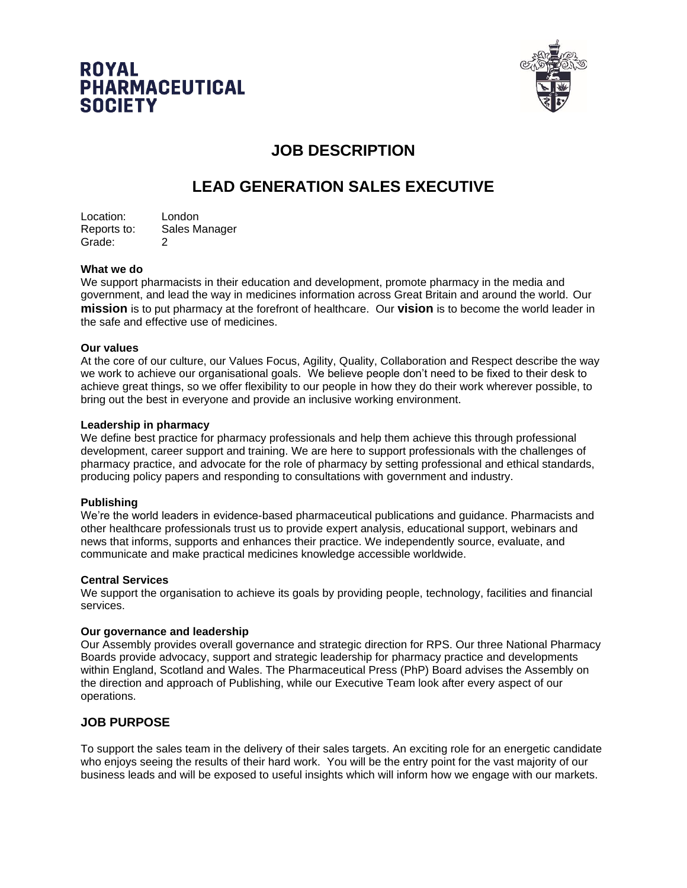**ROYAL PHARMACEUTICAL SOCIETY**

# JOB DESCRIPTION

# LEAD GENERATION SALES EXECUTIVE

Location: London
Reports to: Sales Manager
Grade: 2

**What we do**
We support pharmacists in their education and development, promote pharmacy in the media and government, and lead the way in medicines information across Great Britain and around the world. Our **mission** is to put pharmacy at the forefront of healthcare. Our **vision** is to become the world leader in the safe and effective use of medicines.

**Our values**
At the core of our culture, our Values Focus, Agility, Quality, Collaboration and Respect describe the way we work to achieve our organisational goals. We believe people don't need to be fixed to their desk to achieve great things, so we offer flexibility to our people in how they do their work wherever possible, to bring out the best in everyone and provide an inclusive working environment.

**Leadership in pharmacy**
We define best practice for pharmacy professionals and help them achieve this through professional development, career support and training. We are here to support professionals with the challenges of pharmacy practice, and advocate for the role of pharmacy by setting professional and ethical standards, producing policy papers and responding to consultations with government and industry.

**Publishing**
We're the world leaders in evidence-based pharmaceutical publications and guidance. Pharmacists and other healthcare professionals trust us to provide expert analysis, educational support, webinars and news that informs, supports and enhances their practice. We independently source, evaluate, and communicate and make practical medicines knowledge accessible worldwide.

**Central Services**
We support the organisation to achieve its goals by providing people, technology, facilities and financial services.

**Our governance and leadership**
Our Assembly provides overall governance and strategic direction for RPS. Our three National Pharmacy Boards provide advocacy, support and strategic leadership for pharmacy practice and developments within England, Scotland and Wales. The Pharmaceutical Press (PhP) Board advises the Assembly on the direction and approach of Publishing, while our Executive Team look after every aspect of our operations.

## JOB PURPOSE

To support the sales team in the delivery of their sales targets. An exciting role for an energetic candidate who enjoys seeing the results of their hard work. You will be the entry point for the vast majority of our business leads and will be exposed to useful insights which will inform how we engage with our markets.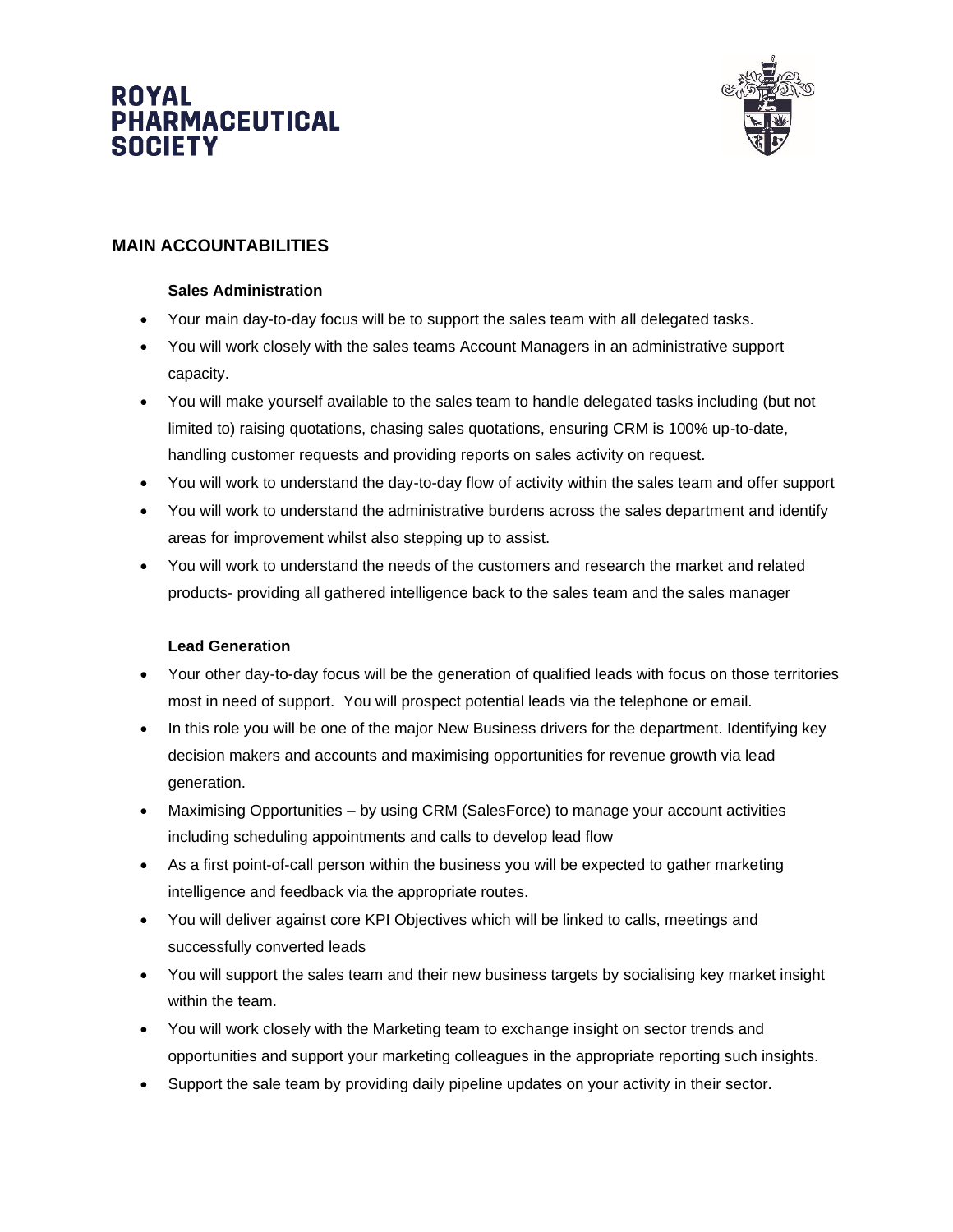## MAIN ACCOUNTABILITIES

### Sales Administration

- Your main day-to-day focus will be to support the sales team with all delegated tasks.
- You will work closely with the sales teams Account Managers in an administrative support capacity.
- You will make yourself available to the sales team to handle delegated tasks including (but not limited to) raising quotations, chasing sales quotations, ensuring CRM is 100% up-to-date, handling customer requests and providing reports on sales activity on request.
- You will work to understand the day-to-day flow of activity within the sales team and offer support
- You will work to understand the administrative burdens across the sales department and identify areas for improvement whilst also stepping up to assist.
- You will work to understand the needs of the customers and research the market and related products- providing all gathered intelligence back to the sales team and the sales manager

### Lead Generation

- Your other day-to-day focus will be the generation of qualified leads with focus on those territories most in need of support. You will prospect potential leads via the telephone or email.
- In this role you will be one of the major New Business drivers for the department. Identifying key decision makers and accounts and maximising opportunities for revenue growth via lead generation.
- Maximising Opportunities – by using CRM (SalesForce) to manage your account activities including scheduling appointments and calls to develop lead flow
- As a first point-of-call person within the business you will be expected to gather marketing intelligence and feedback via the appropriate routes.
- You will deliver against core KPI Objectives which will be linked to calls, meetings and successfully converted leads
- You will support the sales team and their new business targets by socialising key market insight within the team.
- You will work closely with the Marketing team to exchange insight on sector trends and opportunities and support your marketing colleagues in the appropriate reporting such insights.
- Support the sale team by providing daily pipeline updates on your activity in their sector.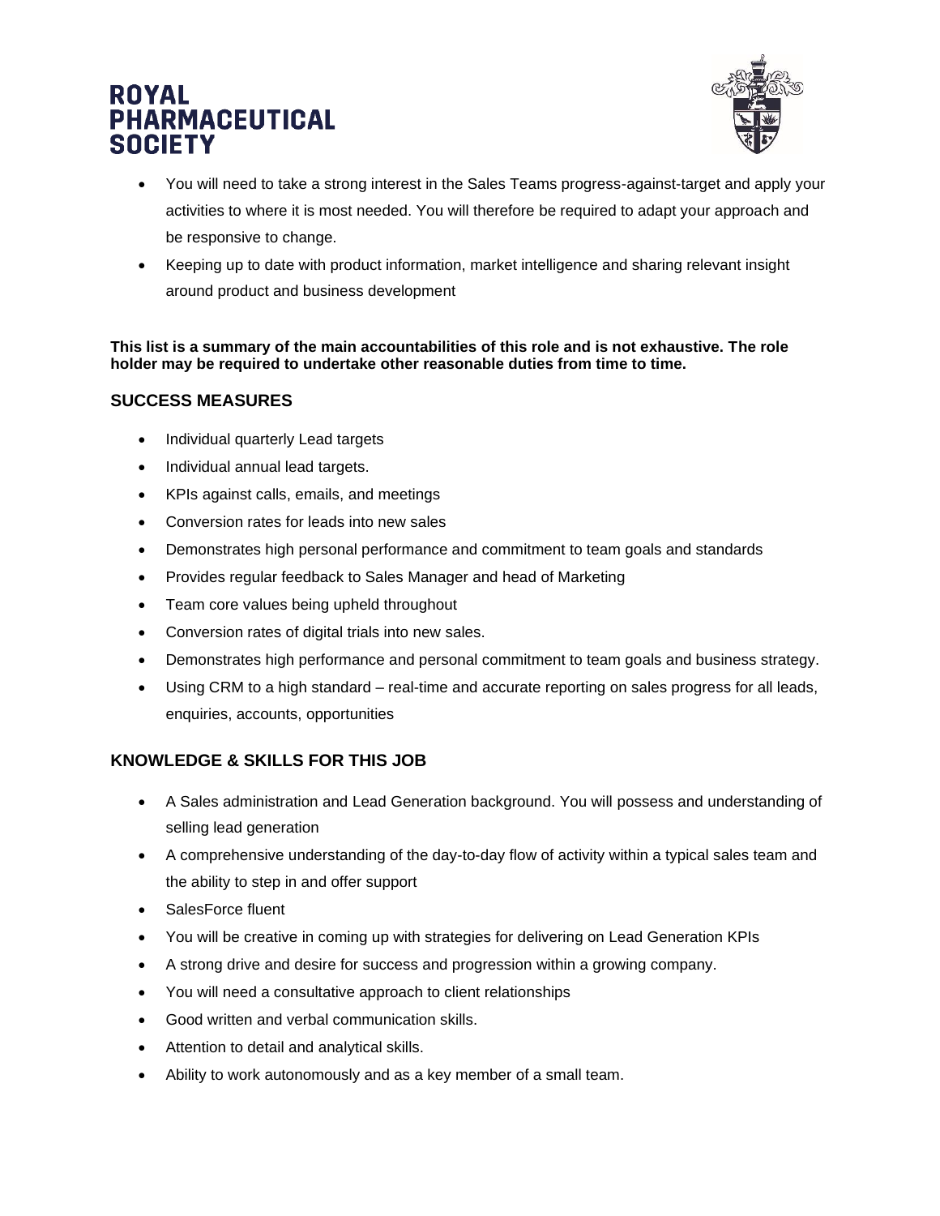- You will need to take a strong interest in the Sales Teams progress-against-target and apply your activities to where it is most needed. You will therefore be required to adapt your approach and be responsive to change.
- Keeping up to date with product information, market intelligence and sharing relevant insight around product and business development

**This list is a summary of the main accountabilities of this role and is not exhaustive. The role holder may be required to undertake other reasonable duties from time to time.**

## SUCCESS MEASURES

- Individual quarterly Lead targets
- Individual annual lead targets.
- KPIs against calls, emails, and meetings
- Conversion rates for leads into new sales
- Demonstrates high personal performance and commitment to team goals and standards
- Provides regular feedback to Sales Manager and head of Marketing
- Team core values being upheld throughout
- Conversion rates of digital trials into new sales.
- Demonstrates high performance and personal commitment to team goals and business strategy.
- Using CRM to a high standard – real-time and accurate reporting on sales progress for all leads, enquiries, accounts, opportunities

## KNOWLEDGE & SKILLS FOR THIS JOB

- A Sales administration and Lead Generation background. You will possess and understanding of selling lead generation
- A comprehensive understanding of the day-to-day flow of activity within a typical sales team and the ability to step in and offer support
- SalesForce fluent
- You will be creative in coming up with strategies for delivering on Lead Generation KPIs
- A strong drive and desire for success and progression within a growing company.
- You will need a consultative approach to client relationships
- Good written and verbal communication skills.
- Attention to detail and analytical skills.
- Ability to work autonomously and as a key member of a small team.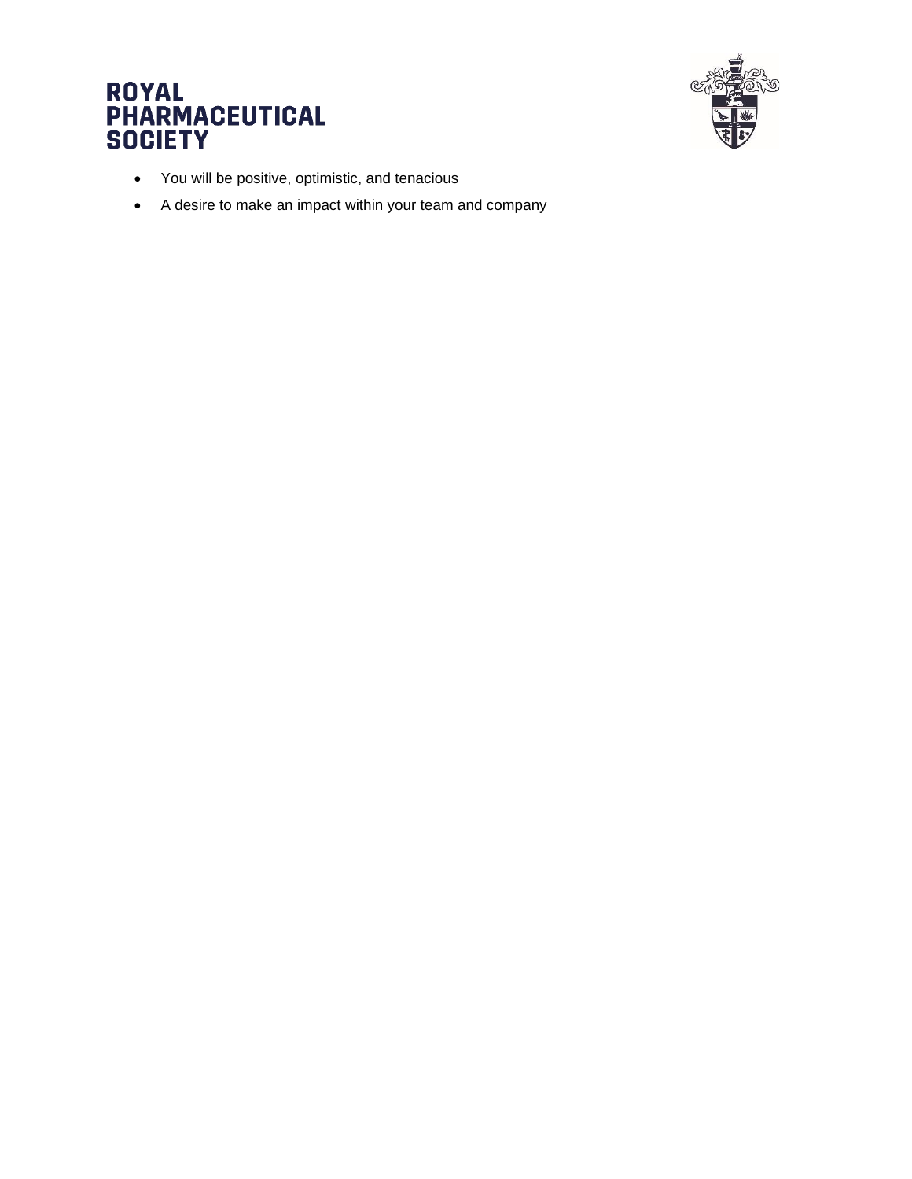- You will be positive, optimistic, and tenacious
- A desire to make an impact within your team and company